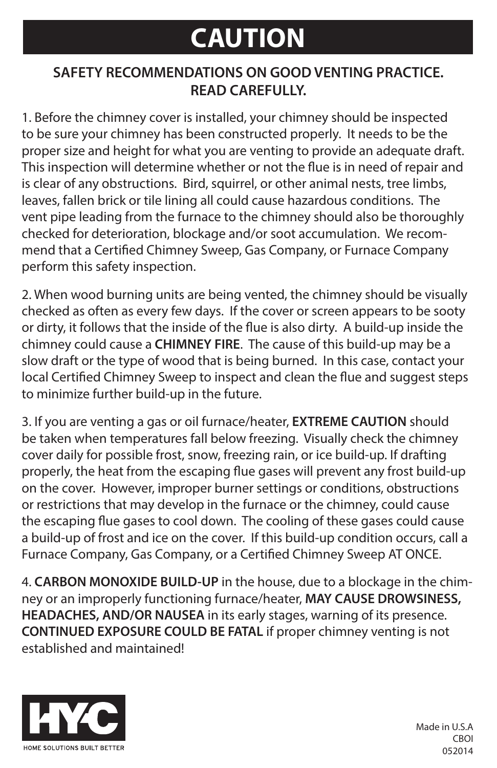# CAUTION

**SAFETY RECOMMENDATIONS ON GOOD VENTING PRACTICE. READ CAREFULLY.**

1. Before the chimney cover is installed, your chimney should be inspected to be sure your chimney has been constructed properly. It needs to be the proper size and height for what you are venting to provide an adequate draft. This inspection will determine whether or not the flue is in need of repair and is clear of any obstructions. Bird, squirrel, or other animal nests, tree limbs, leaves, fallen brick or tile lining all could cause hazardous conditions. The vent pipe leading from the furnace to the chimney should also be thoroughly checked for deterioration, blockage and/or soot accumulation. We recommend that a Certified Chimney Sweep, Gas Company, or Furnace Company perform this safety inspection.

2. When wood burning units are being vented, the chimney should be visually checked as often as every few days. If the cover or screen appears to be sooty or dirty, it follows that the inside of the flue is also dirty. A build-up inside the chimney could cause a **CHIMNEY FIRE**. The cause of this build-up may be a slow draft or the type of wood that is being burned. In this case, contact your local Certified Chimney Sweep to inspect and clean the flue and suggest steps to minimize further build-up in the future.

3. If you are venting a gas or oil furnace/heater, **EXTREME CAUTION** should be taken when temperatures fall below freezing. Visually check the chimney cover daily for possible frost, snow, freezing rain, or ice build-up. If drafting properly, the heat from the escaping flue gases will prevent any frost build-up on the cover. However, improper burner settings or conditions, obstructions or restrictions that may develop in the furnace or the chimney, could cause the escaping flue gases to cool down. The cooling of these gases could cause a build-up of frost and ice on the cover. If this build-up condition occurs, call a Furnace Company, Gas Company, or a Certified Chimney Sweep AT ONCE.

4. **CARBON MONOXIDE BUILD-UP** in the house, due to a blockage in the chimney or an improperly functioning furnace/heater, **MAY CAUSE DROWSINESS, HEADACHES, AND/OR NAUSEA** in its early stages, warning of its presence. **CONTINUED EXPOSURE COULD BE FATAL** if proper chimney venting is not established and maintained!

HY-C
HOME SOLUTIONS BUILT BETTER

Made in U.S.A
CBOI
052014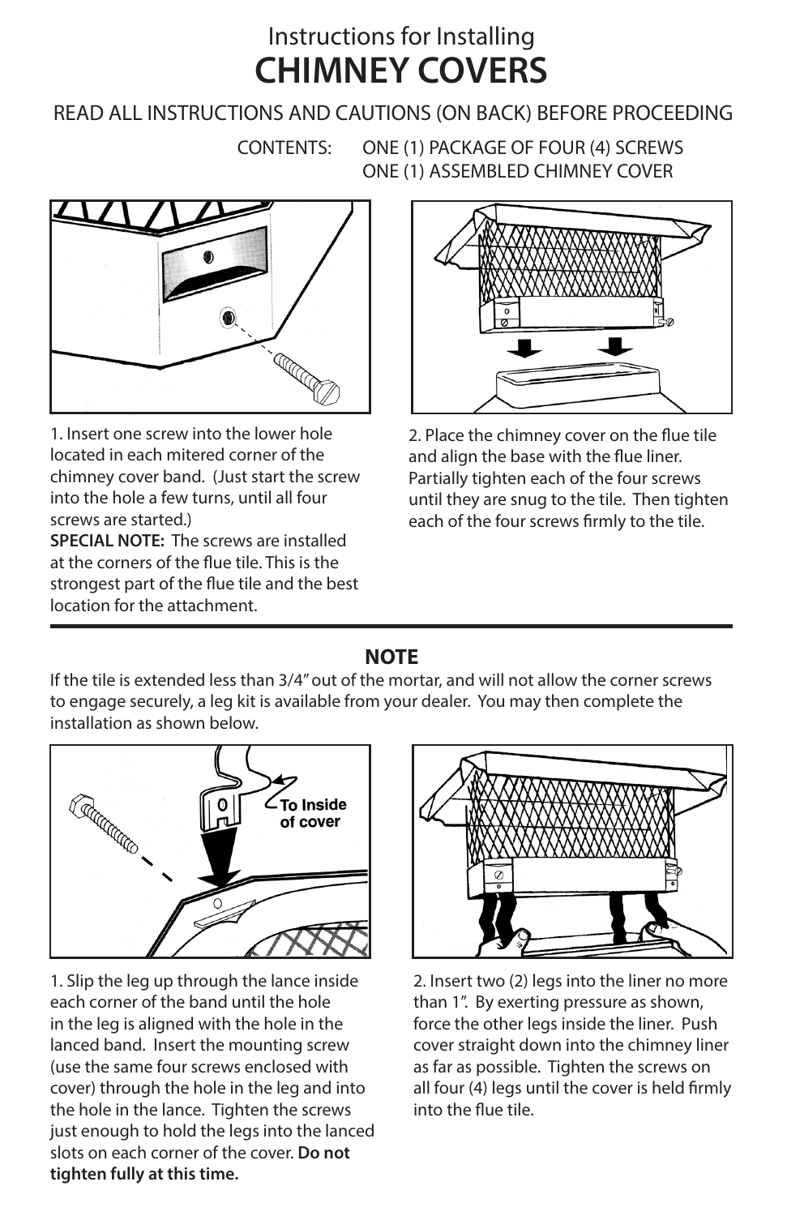Instructions for Installing

# CHIMNEY COVERS

READ ALL INSTRUCTIONS AND CAUTIONS (ON BACK) BEFORE PROCEEDING

CONTENTS: ONE (1) PACKAGE OF FOUR (4) SCREWS
ONE (1) ASSEMBLED CHIMNEY COVER

1. Insert one screw into the lower hole located in each mitered corner of the chimney cover band. (Just start the screw into the hole a few turns, until all four screws are started.)

**SPECIAL NOTE:** The screws are installed at the corners of the flue tile. This is the strongest part of the flue tile and the best location for the attachment.

2. Place the chimney cover on the flue tile and align the base with the flue liner. Partially tighten each of the four screws until they are snug to the tile. Then tighten each of the four screws firmly to the tile.

## NOTE

If the tile is extended less than 3/4" out of the mortar, and will not allow the corner screws to engage securely, a leg kit is available from your dealer. You may then complete the installation as shown below.

To Inside of cover

1. Slip the leg up through the lance inside each corner of the band until the hole in the leg is aligned with the hole in the lanced band. Insert the mounting screw (use the same four screws enclosed with cover) through the hole in the leg and into the hole in the lance. Tighten the screws just enough to hold the legs into the lanced slots on each corner of the cover. **Do not tighten fully at this time.**

2. Insert two (2) legs into the liner no more than 1". By exerting pressure as shown, force the other legs inside the liner. Push cover straight down into the chimney liner as far as possible. Tighten the screws on all four (4) legs until the cover is held firmly into the flue tile.